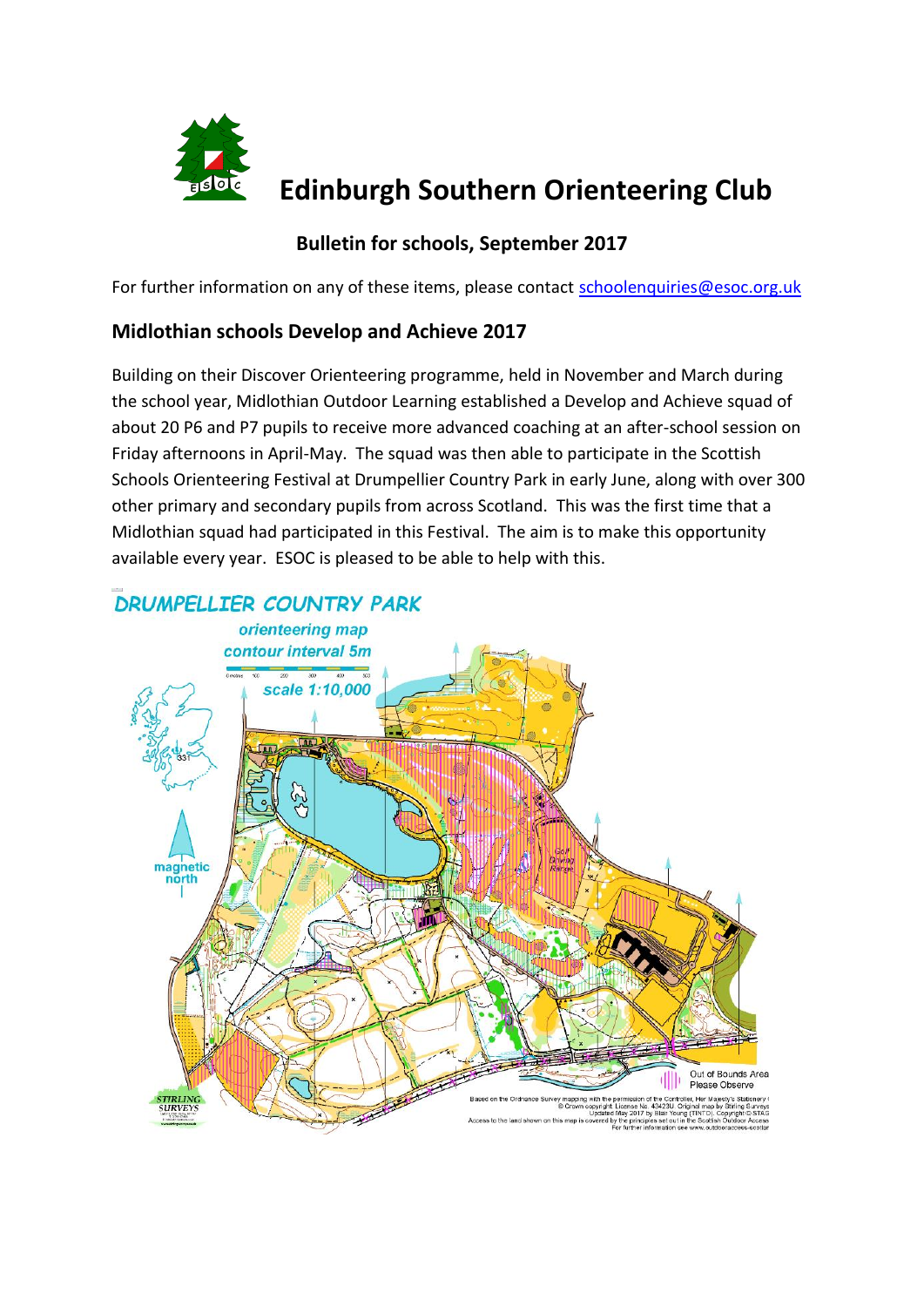# Edinburgh Southern Orienteering Club

## Bulletin for schools, September 2017

For further information on any of these items, please contact schoolenquiries@esoc.org.uk

## Midlothian schools Develop and Achieve 2017

Building on their Discover Orienteering programme, held in November and March during the school year, Midlothian Outdoor Learning established a Develop and Achieve squad of about 20 P6 and P7 pupils to receive more advanced coaching at an after-school session on Friday afternoons in April-May. The squad was then able to participate in the Scottish Schools Orienteering Festival at Drumpellier Country Park in early June, along with over 300 other primary and secondary pupils from across Scotland. This was the first time that a Midlothian squad had participated in this Festival. The aim is to make this opportunity available every year. ESOC is pleased to be able to help with this.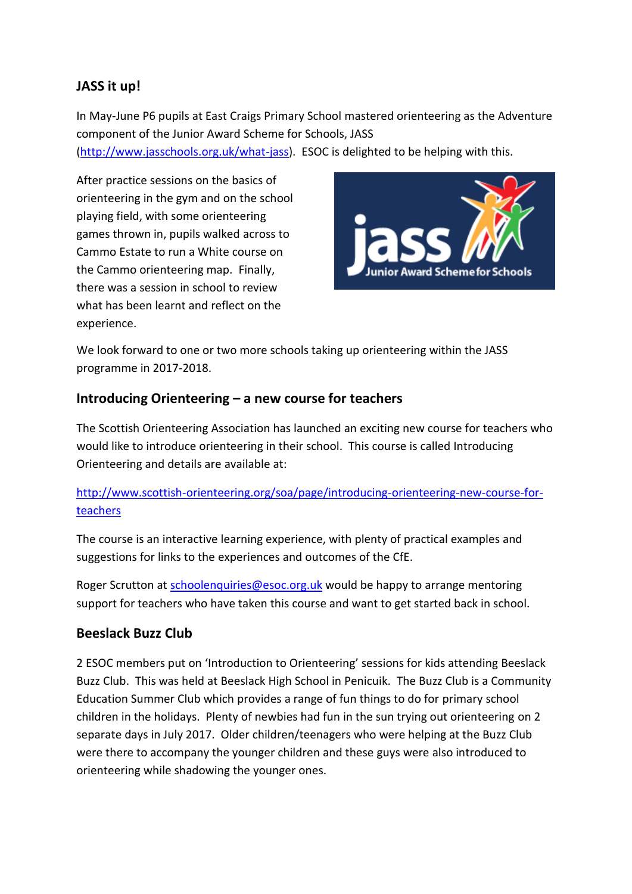## JASS it up!

In May-June P6 pupils at East Craigs Primary School mastered orienteering as the Adventure component of the Junior Award Scheme for Schools, JASS (http://www.jasschools.org.uk/what-jass). ESOC is delighted to be helping with this.

After practice sessions on the basics of orienteering in the gym and on the school playing field, with some orienteering games thrown in, pupils walked across to Cammo Estate to run a White course on the Cammo orienteering map. Finally, there was a session in school to review what has been learnt and reflect on the experience.

We look forward to one or two more schools taking up orienteering within the JASS programme in 2017-2018.

## Introducing Orienteering – a new course for teachers

The Scottish Orienteering Association has launched an exciting new course for teachers who would like to introduce orienteering in their school. This course is called Introducing Orienteering and details are available at:

http://www.scottish-orienteering.org/soa/page/introducing-orienteering-new-course-for-teachers

The course is an interactive learning experience, with plenty of practical examples and suggestions for links to the experiences and outcomes of the CfE.

Roger Scrutton at schoolenquiries@esoc.org.uk would be happy to arrange mentoring support for teachers who have taken this course and want to get started back in school.

## Beeslack Buzz Club

2 ESOC members put on 'Introduction to Orienteering' sessions for kids attending Beeslack Buzz Club. This was held at Beeslack High School in Penicuik. The Buzz Club is a Community Education Summer Club which provides a range of fun things to do for primary school children in the holidays. Plenty of newbies had fun in the sun trying out orienteering on 2 separate days in July 2017. Older children/teenagers who were helping at the Buzz Club were there to accompany the younger children and these guys were also introduced to orienteering while shadowing the younger ones.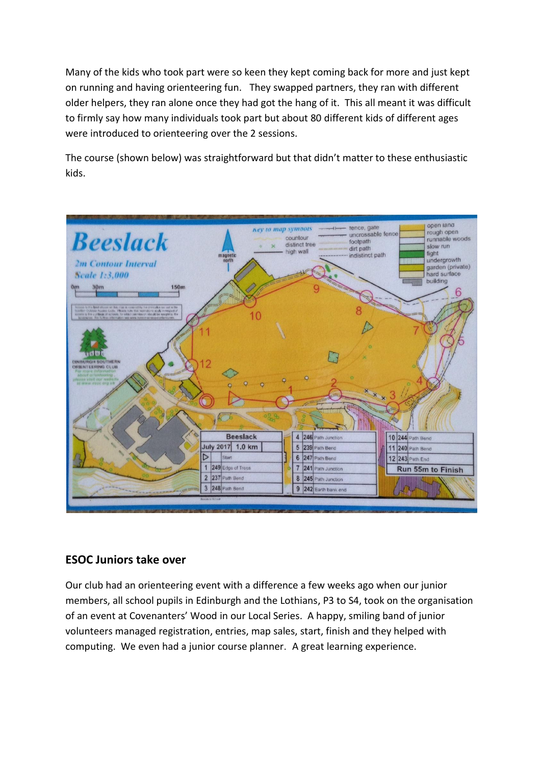Many of the kids who took part were so keen they kept coming back for more and just kept on running and having orienteering fun. They swapped partners, they ran with different older helpers, they ran alone once they had got the hang of it. This all meant it was difficult to firmly say how many individuals took part but about 80 different kids of different ages were introduced to orienteering over the 2 sessions.

The course (shown below) was straightforward but that didn't matter to these enthusiastic kids.

## ESOC Juniors take over

Our club had an orienteering event with a difference a few weeks ago when our junior members, all school pupils in Edinburgh and the Lothians, P3 to S4, took on the organisation of an event at Covenanters' Wood in our Local Series. A happy, smiling band of junior volunteers managed registration, entries, map sales, start, finish and they helped with computing. We even had a junior course planner. A great learning experience.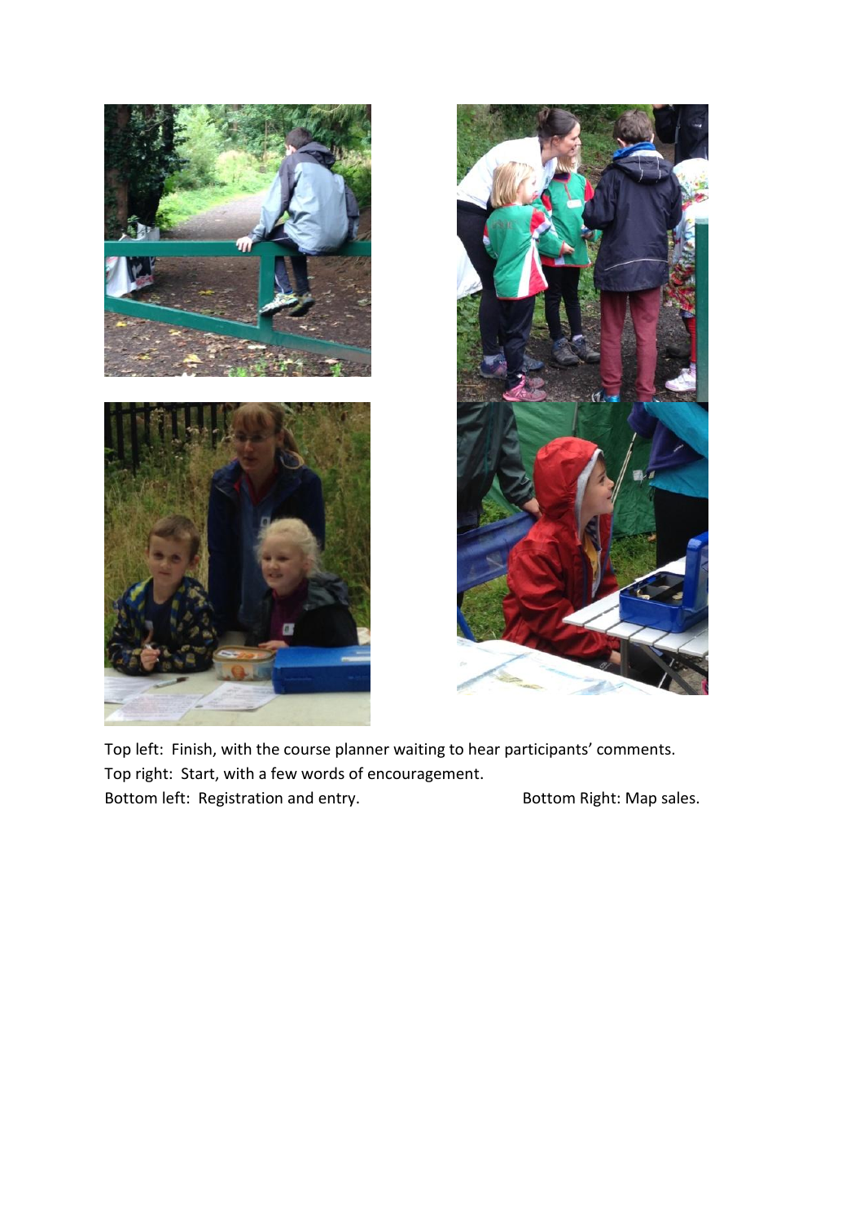Top left: Finish, with the course planner waiting to hear participants' comments.
Top right: Start, with a few words of encouragement.
Bottom left: Registration and entry. Bottom Right: Map sales.